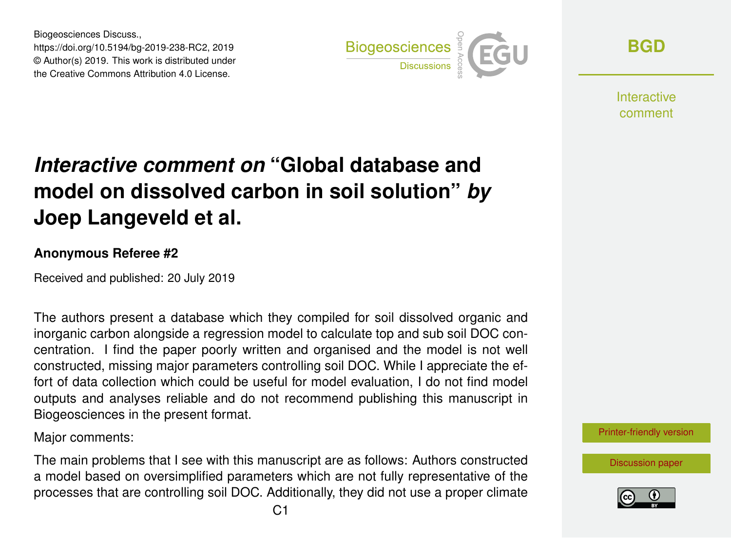# *Interactive comment on* "Global database and model on dissolved carbon in soil solution" *by* Joep Langeveld et al.

### Anonymous Referee #2

Received and published: 20 July 2019

The authors present a database which they compiled for soil dissolved organic and inorganic carbon alongside a regression model to calculate top and sub soil DOC concentration. I find the paper poorly written and organised and the model is not well constructed, missing major parameters controlling soil DOC. While I appreciate the effort of data collection which could be useful for model evaluation, I do not find model outputs and analyses reliable and do not recommend publishing this manuscript in Biogeosciences in the present format.

Major comments:

The main problems that I see with this manuscript are as follows: Authors constructed a model based on oversimplified parameters which are not fully representative of the processes that are controlling soil DOC. Additionally, they did not use a proper climate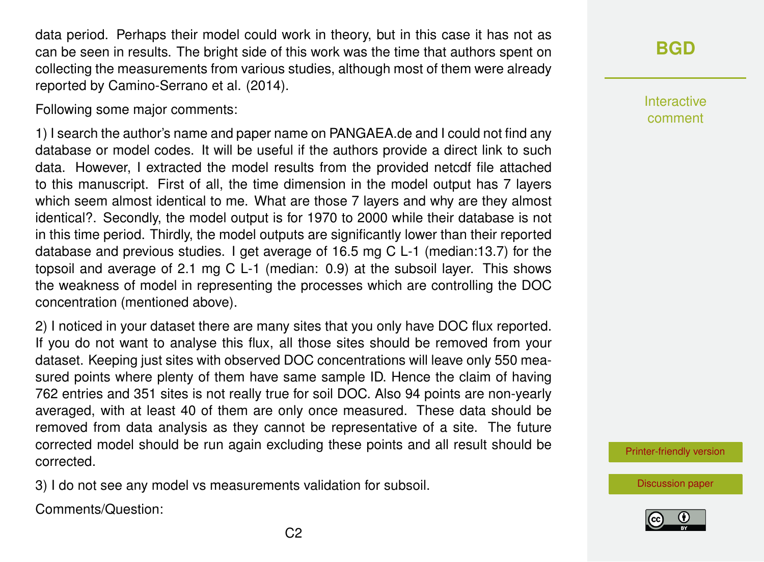data period. Perhaps their model could work in theory, but in this case it has not as can be seen in results. The bright side of this work was the time that authors spent on collecting the measurements from various studies, although most of them were already reported by Camino-Serrano et al. (2014).

Following some major comments:

1) I search the author's name and paper name on PANGAEA.de and I could not find any database or model codes. It will be useful if the authors provide a direct link to such data. However, I extracted the model results from the provided netcdf file attached to this manuscript. First of all, the time dimension in the model output has 7 layers which seem almost identical to me. What are those 7 layers and why are they almost identical?. Secondly, the model output is for 1970 to 2000 while their database is not in this time period. Thirdly, the model outputs are significantly lower than their reported database and previous studies. I get average of 16.5 mg C $L^{-1}$ (median:13.7) for the topsoil and average of 2.1 mg C $L^{-1}$ (median: 0.9) at the subsoil layer. This shows the weakness of model in representing the processes which are controlling the DOC concentration (mentioned above).

2) I noticed in your dataset there are many sites that you only have DOC flux reported. If you do not want to analyse this flux, all those sites should be removed from your dataset. Keeping just sites with observed DOC concentrations will leave only 550 measured points where plenty of them have same sample ID. Hence the claim of having 762 entries and 351 sites is not really true for soil DOC. Also 94 points are non-yearly averaged, with at least 40 of them are only once measured. These data should be removed from data analysis as they cannot be representative of a site. The future corrected model should be run again excluding these points and all result should be corrected.

3) I do not see any model vs measurements validation for subsoil.

Comments/Question: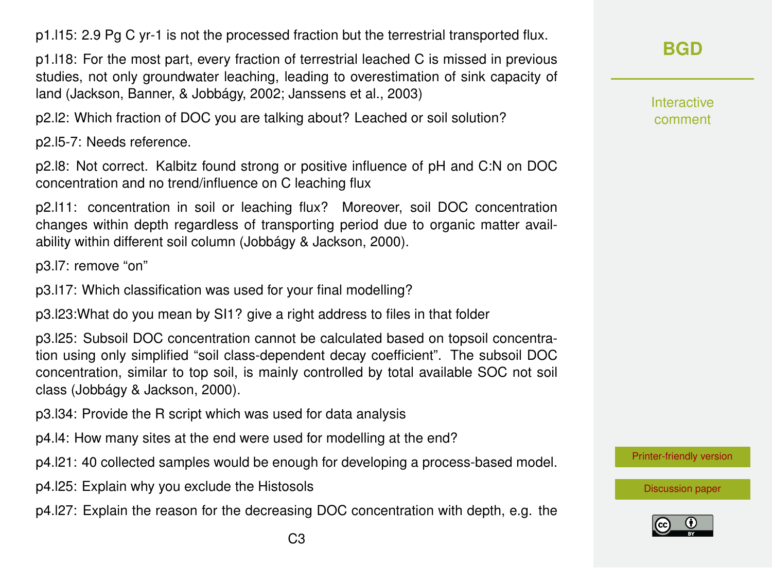p1.l15: 2.9 Pg C yr-1 is not the processed fraction but the terrestrial transported flux.

p1.l18: For the most part, every fraction of terrestrial leached C is missed in previous studies, not only groundwater leaching, leading to overestimation of sink capacity of land (Jackson, Banner, & Jobbágy, 2002; Janssens et al., 2003)

p2.l2: Which fraction of DOC you are talking about? Leached or soil solution?

p2.l5-7: Needs reference.

p2.l8: Not correct. Kalbitz found strong or positive influence of pH and C:N on DOC concentration and no trend/influence on C leaching flux

p2.l11: concentration in soil or leaching flux? Moreover, soil DOC concentration changes within depth regardless of transporting period due to organic matter availability within different soil column (Jobbágy & Jackson, 2000).

p3.l7: remove "on"

p3.l17: Which classification was used for your final modelling?

p3.l23:What do you mean by SI1? give a right address to files in that folder

p3.l25: Subsoil DOC concentration cannot be calculated based on topsoil concentration using only simplified "soil class-dependent decay coefficient". The subsoil DOC concentration, similar to top soil, is mainly controlled by total available SOC not soil class (Jobbágy & Jackson, 2000).

p3.l34: Provide the R script which was used for data analysis

p4.l4: How many sites at the end were used for modelling at the end?

p4.l21: 40 collected samples would be enough for developing a process-based model.

p4.l25: Explain why you exclude the Histosols

p4.l27: Explain the reason for the decreasing DOC concentration with depth, e.g. the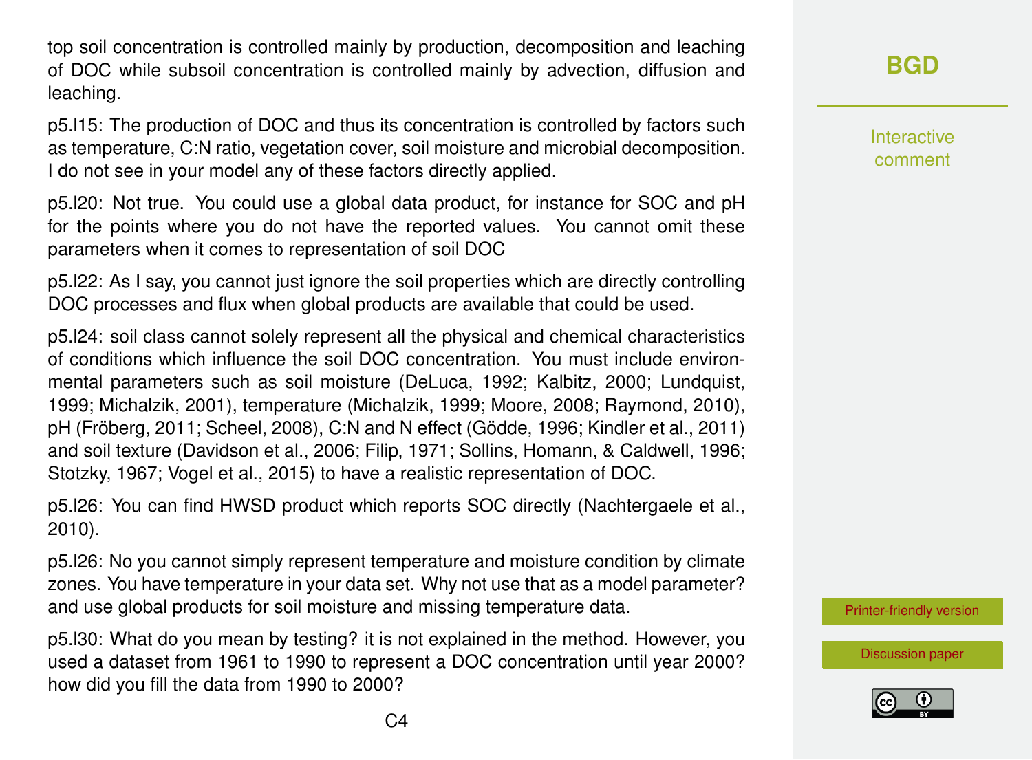top soil concentration is controlled mainly by production, decomposition and leaching of DOC while subsoil concentration is controlled mainly by advection, diffusion and leaching.

p5.l15: The production of DOC and thus its concentration is controlled by factors such as temperature, C:N ratio, vegetation cover, soil moisture and microbial decomposition. I do not see in your model any of these factors directly applied.

p5.l20: Not true. You could use a global data product, for instance for SOC and pH for the points where you do not have the reported values. You cannot omit these parameters when it comes to representation of soil DOC

p5.l22: As I say, you cannot just ignore the soil properties which are directly controlling DOC processes and flux when global products are available that could be used.

p5.l24: soil class cannot solely represent all the physical and chemical characteristics of conditions which influence the soil DOC concentration. You must include environmental parameters such as soil moisture (DeLuca, 1992; Kalbitz, 2000; Lundquist, 1999; Michalzik, 2001), temperature (Michalzik, 1999; Moore, 2008; Raymond, 2010), pH (Fröberg, 2011; Scheel, 2008), C:N and N effect (Gödde, 1996; Kindler et al., 2011) and soil texture (Davidson et al., 2006; Filip, 1971; Sollins, Homann, & Caldwell, 1996; Stotzky, 1967; Vogel et al., 2015) to have a realistic representation of DOC.

p5.l26: You can find HWSD product which reports SOC directly (Nachtergaele et al., 2010).

p5.l26: No you cannot simply represent temperature and moisture condition by climate zones. You have temperature in your data set. Why not use that as a model parameter? and use global products for soil moisture and missing temperature data.

p5.l30: What do you mean by testing? it is not explained in the method. However, you used a dataset from 1961 to 1990 to represent a DOC concentration until year 2000? how did you fill the data from 1990 to 2000?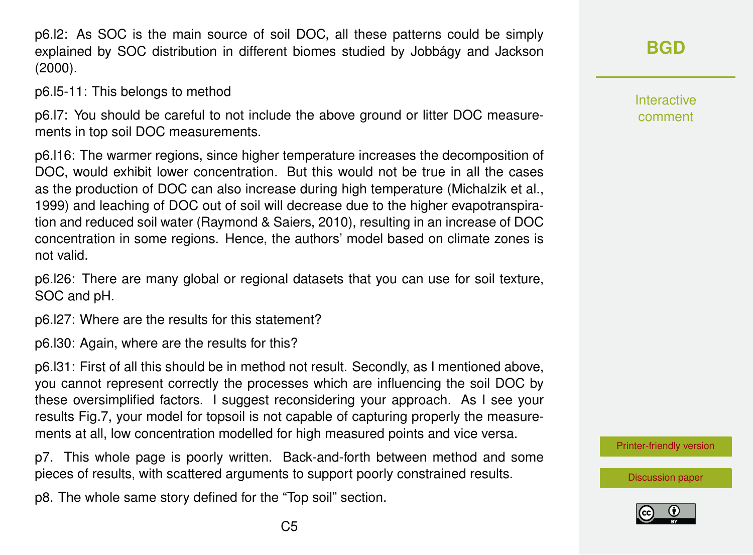p6.l2: As SOC is the main source of soil DOC, all these patterns could be simply explained by SOC distribution in different biomes studied by Jobbágy and Jackson (2000).

p6.l5-11: This belongs to method

p6.l7: You should be careful to not include the above ground or litter DOC measurements in top soil DOC measurements.

p6.l16: The warmer regions, since higher temperature increases the decomposition of DOC, would exhibit lower concentration. But this would not be true in all the cases as the production of DOC can also increase during high temperature (Michalzik et al., 1999) and leaching of DOC out of soil will decrease due to the higher evapotranspiration and reduced soil water (Raymond & Saiers, 2010), resulting in an increase of DOC concentration in some regions. Hence, the authors' model based on climate zones is not valid.

p6.l26: There are many global or regional datasets that you can use for soil texture, SOC and pH.

p6.l27: Where are the results for this statement?

p6.l30: Again, where are the results for this?

p6.l31: First of all this should be in method not result. Secondly, as I mentioned above, you cannot represent correctly the processes which are influencing the soil DOC by these oversimplified factors. I suggest reconsidering your approach. As I see your results Fig.7, your model for topsoil is not capable of capturing properly the measurements at all, low concentration modelled for high measured points and vice versa.

p7. This whole page is poorly written. Back-and-forth between method and some pieces of results, with scattered arguments to support poorly constrained results.

p8. The whole same story defined for the "Top soil" section.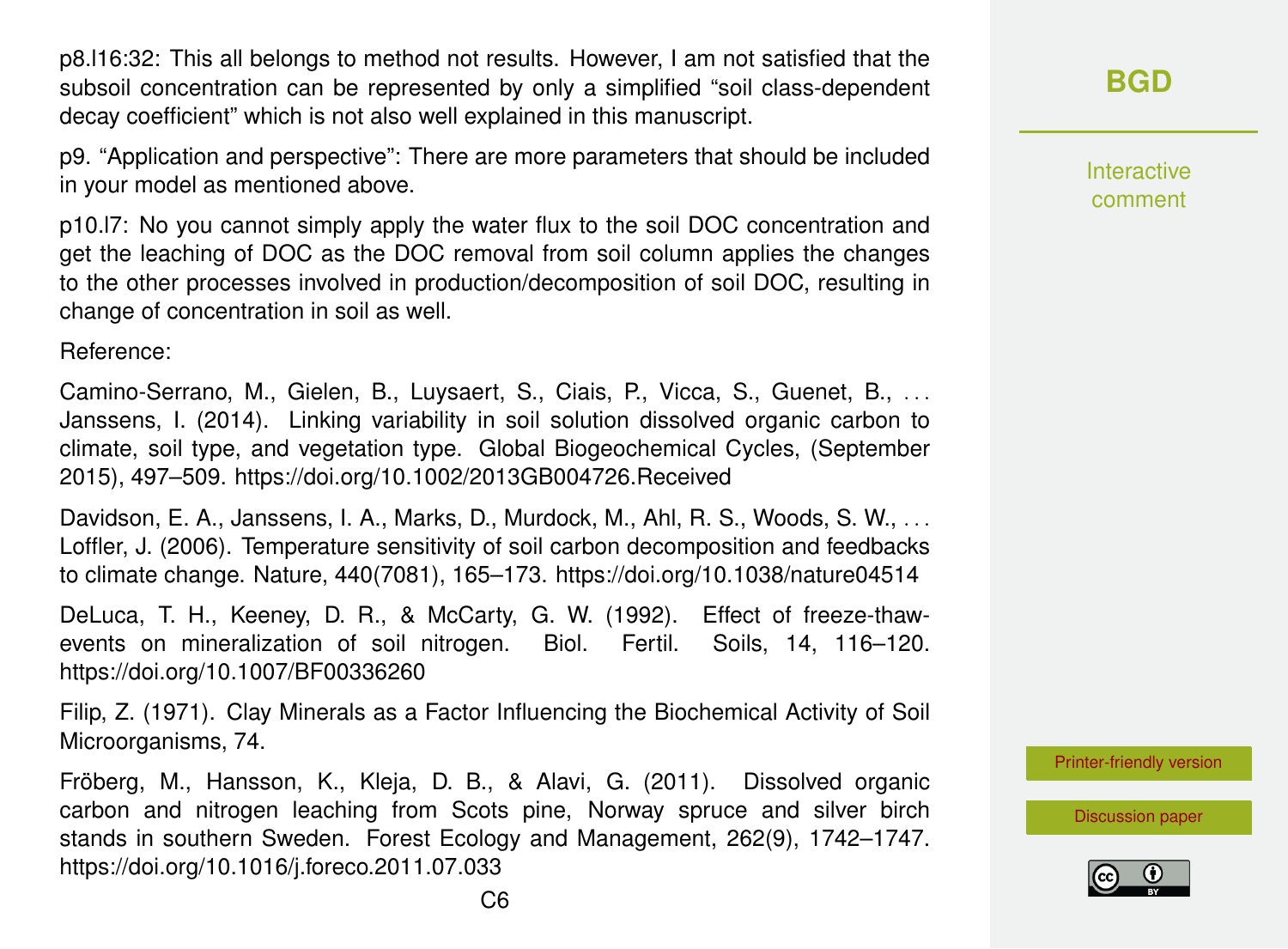p8.l16:32: This all belongs to method not results. However, I am not satisfied that the subsoil concentration can be represented by only a simplified "soil class-dependent decay coefficient" which is not also well explained in this manuscript.

p9. "Application and perspective": There are more parameters that should be included in your model as mentioned above.

p10.l7: No you cannot simply apply the water flux to the soil DOC concentration and get the leaching of DOC as the DOC removal from soil column applies the changes to the other processes involved in production/decomposition of soil DOC, resulting in change of concentration in soil as well.

Reference:

Camino-Serrano, M., Gielen, B., Luysaert, S., Ciais, P., Vicca, S., Guenet, B., ... Janssens, I. (2014). Linking variability in soil solution dissolved organic carbon to climate, soil type, and vegetation type. Global Biogeochemical Cycles, (September 2015), 497–509. https://doi.org/10.1002/2013GB004726.Received

Davidson, E. A., Janssens, I. A., Marks, D., Murdock, M., Ahl, R. S., Woods, S. W., ... Loffler, J. (2006). Temperature sensitivity of soil carbon decomposition and feedbacks to climate change. Nature, 440(7081), 165–173. https://doi.org/10.1038/nature04514

DeLuca, T. H., Keeney, D. R., & McCarty, G. W. (1992). Effect of freeze-thaw-events on mineralization of soil nitrogen. Biol. Fertil. Soils, 14, 116–120. https://doi.org/10.1007/BF00336260

Filip, Z. (1971). Clay Minerals as a Factor Influencing the Biochemical Activity of Soil Microorganisms, 74.

Fröberg, M., Hansson, K., Kleja, D. B., & Alavi, G. (2011). Dissolved organic carbon and nitrogen leaching from Scots pine, Norway spruce and silver birch stands in southern Sweden. Forest Ecology and Management, 262(9), 1742–1747. https://doi.org/10.1016/j.foreco.2011.07.033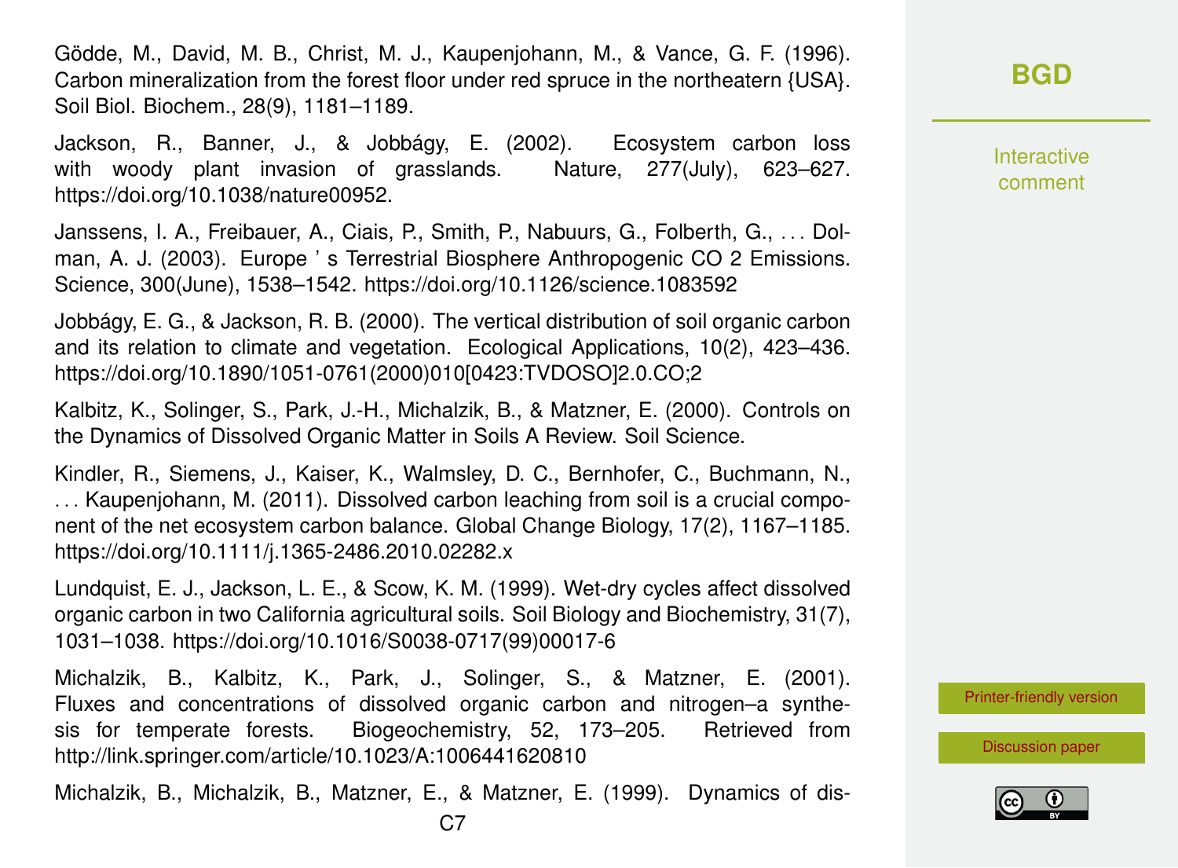Gödde, M., David, M. B., Christ, M. J., Kaupenjohann, M., & Vance, G. F. (1996). Carbon mineralization from the forest floor under red spruce in the northeatern {USA}. Soil Biol. Biochem., 28(9), 1181–1189.

Jackson, R., Banner, J., & Jobbágy, E. (2002). Ecosystem carbon loss with woody plant invasion of grasslands. Nature, 277(July), 623–627. https://doi.org/10.1038/nature00952.

Janssens, I. A., Freibauer, A., Ciais, P., Smith, P., Nabuurs, G., Folberth, G., . . . Dolman, A. J. (2003). Europe ' s Terrestrial Biosphere Anthropogenic CO 2 Emissions. Science, 300(June), 1538–1542. https://doi.org/10.1126/science.1083592

Jobbágy, E. G., & Jackson, R. B. (2000). The vertical distribution of soil organic carbon and its relation to climate and vegetation. Ecological Applications, 10(2), 423–436. https://doi.org/10.1890/1051-0761(2000)010[0423:TVDOSO]2.0.CO;2

Kalbitz, K., Solinger, S., Park, J.-H., Michalzik, B., & Matzner, E. (2000). Controls on the Dynamics of Dissolved Organic Matter in Soils A Review. Soil Science.

Kindler, R., Siemens, J., Kaiser, K., Walmsley, D. C., Bernhofer, C., Buchmann, N., . . . Kaupenjohann, M. (2011). Dissolved carbon leaching from soil is a crucial component of the net ecosystem carbon balance. Global Change Biology, 17(2), 1167–1185. https://doi.org/10.1111/j.1365-2486.2010.02282.x

Lundquist, E. J., Jackson, L. E., & Scow, K. M. (1999). Wet-dry cycles affect dissolved organic carbon in two California agricultural soils. Soil Biology and Biochemistry, 31(7), 1031–1038. https://doi.org/10.1016/S0038-0717(99)00017-6

Michalzik, B., Kalbitz, K., Park, J., Solinger, S., & Matzner, E. (2001). Fluxes and concentrations of dissolved organic carbon and nitrogen–a synthesis for temperate forests. Biogeochemistry, 52, 173–205. Retrieved from http://link.springer.com/article/10.1023/A:1006441620810

Michalzik, B., Michalzik, B., Matzner, E., & Matzner, E. (1999). Dynamics of dis-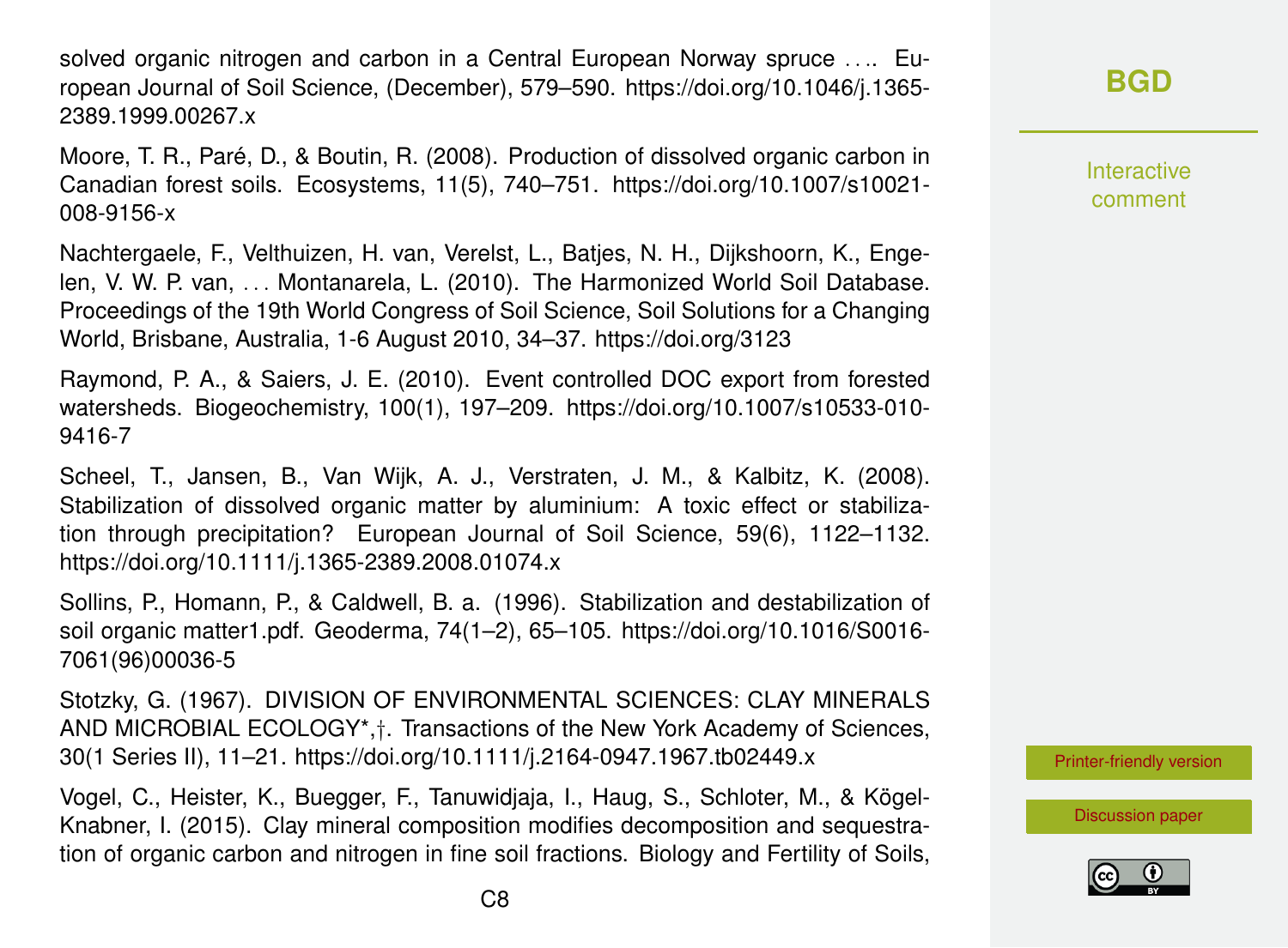solved organic nitrogen and carbon in a Central European Norway spruce .... European Journal of Soil Science, (December), 579–590. https://doi.org/10.1046/j.1365-2389.1999.00267.x

Moore, T. R., Paré, D., & Boutin, R. (2008). Production of dissolved organic carbon in Canadian forest soils. Ecosystems, 11(5), 740–751. https://doi.org/10.1007/s10021-008-9156-x

Nachtergaele, F., Velthuizen, H. van, Verelst, L., Batjes, N. H., Dijkshoorn, K., Engelen, V. W. P. van, ... Montanarela, L. (2010). The Harmonized World Soil Database. Proceedings of the 19th World Congress of Soil Science, Soil Solutions for a Changing World, Brisbane, Australia, 1-6 August 2010, 34–37. https://doi.org/3123

Raymond, P. A., & Saiers, J. E. (2010). Event controlled DOC export from forested watersheds. Biogeochemistry, 100(1), 197–209. https://doi.org/10.1007/s10533-010-9416-7

Scheel, T., Jansen, B., Van Wijk, A. J., Verstraten, J. M., & Kalbitz, K. (2008). Stabilization of dissolved organic matter by aluminium: A toxic effect or stabilization through precipitation? European Journal of Soil Science, 59(6), 1122–1132. https://doi.org/10.1111/j.1365-2389.2008.01074.x

Sollins, P., Homann, P., & Caldwell, B. a. (1996). Stabilization and destabilization of soil organic matter1.pdf. Geoderma, 74(1–2), 65–105. https://doi.org/10.1016/S0016-7061(96)00036-5

Stotzky, G. (1967). DIVISION OF ENVIRONMENTAL SCIENCES: CLAY MINERALS AND MICROBIAL ECOLOGY*,†. Transactions of the New York Academy of Sciences, 30(1 Series II), 11–21. https://doi.org/10.1111/j.2164-0947.1967.tb02449.x

Vogel, C., Heister, K., Buegger, F., Tanuwidjaja, I., Haug, S., Schloter, M., & Kögel-Knabner, I. (2015). Clay mineral composition modifies decomposition and sequestration of organic carbon and nitrogen in fine soil fractions. Biology and Fertility of Soils,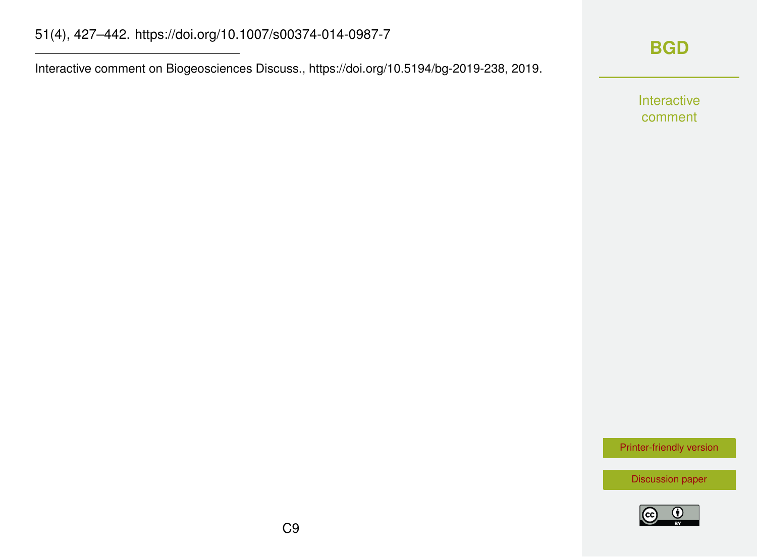51(4), 427–442. https://doi.org/10.1007/s00374-014-0987-7

---

Interactive comment on Biogeosciences Discuss., https://doi.org/10.5194/bg-2019-238, 2019.